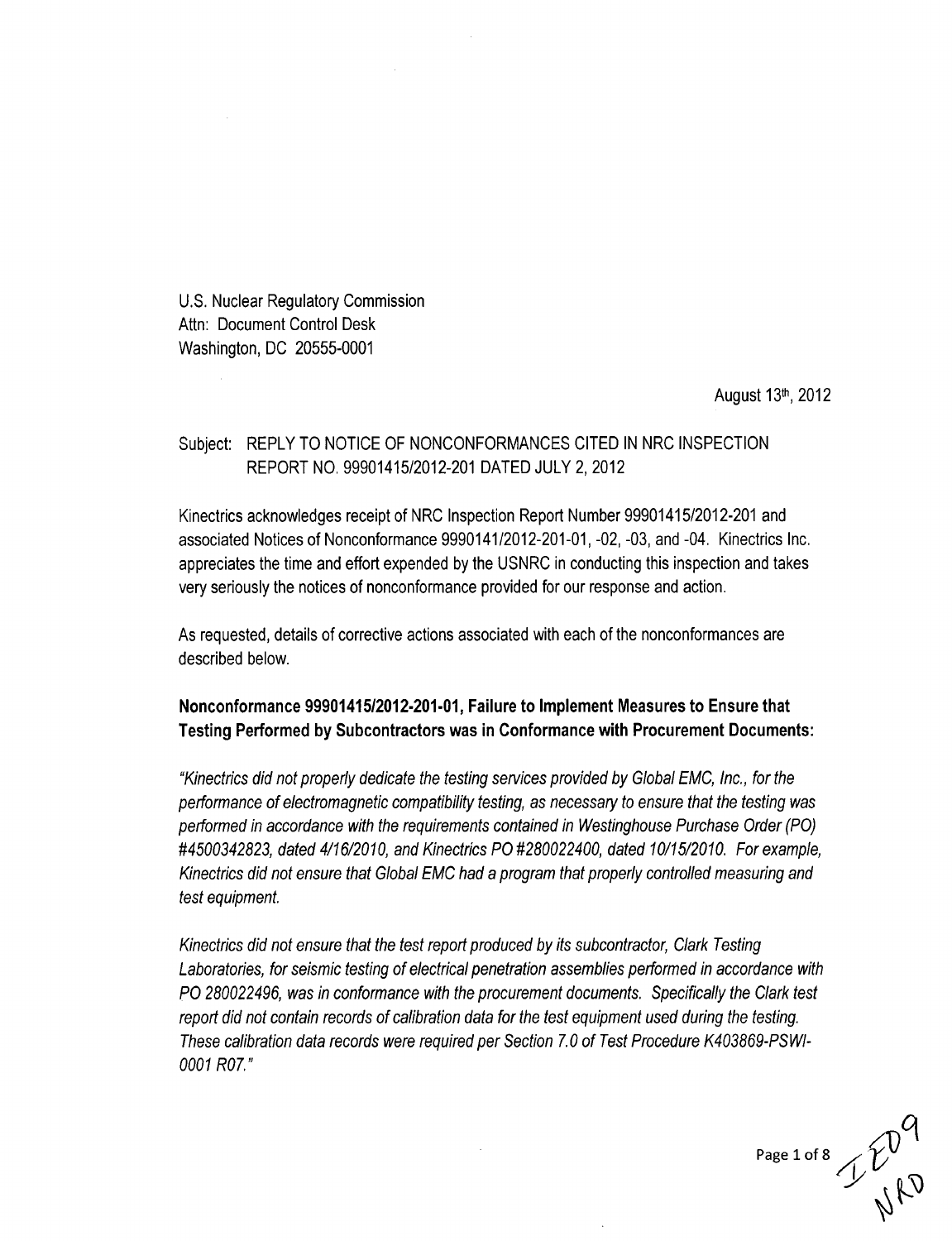U.S. Nuclear Regulatory Commission
Attn: Document Control Desk
Washington, DC 20555-0001

August 13th, 2012

Subject: REPLY TO NOTICE OF NONCONFORMANCES CITED IN NRC INSPECTION REPORT NO. 99901415/2012-201 DATED JULY 2, 2012

Kinectrics acknowledges receipt of NRC Inspection Report Number 99901415/2012-201 and associated Notices of Nonconformance 9990141/2012-201-01, -02, -03, and -04. Kinectrics Inc. appreciates the time and effort expended by the USNRC in conducting this inspection and takes very seriously the notices of nonconformance provided for our response and action.

As requested, details of corrective actions associated with each of the nonconformances are described below.

**Nonconformance 99901415/2012-201-01, Failure to Implement Measures to Ensure that Testing Performed by Subcontractors was in Conformance with Procurement Documents:**

*"Kinectrics did not properly dedicate the testing services provided by Global EMC, Inc., for the performance of electromagnetic compatibility testing, as necessary to ensure that the testing was performed in accordance with the requirements contained in Westinghouse Purchase Order (PO) #4500342823, dated 4/16/2010, and Kinectrics PO #280022400, dated 10/15/2010. For example, Kinectrics did not ensure that Global EMC had a program that properly controlled measuring and test equipment.*

*Kinectrics did not ensure that the test report produced by its subcontractor, Clark Testing Laboratories, for seismic testing of electrical penetration assemblies performed in accordance with PO 280022496, was in conformance with the procurement documents. Specifically the Clark test report did not contain records of calibration data for the test equipment used during the testing. These calibration data records were required per Section 7.0 of Test Procedure K403869-PSWI-0001 R07."*

IE09
NRD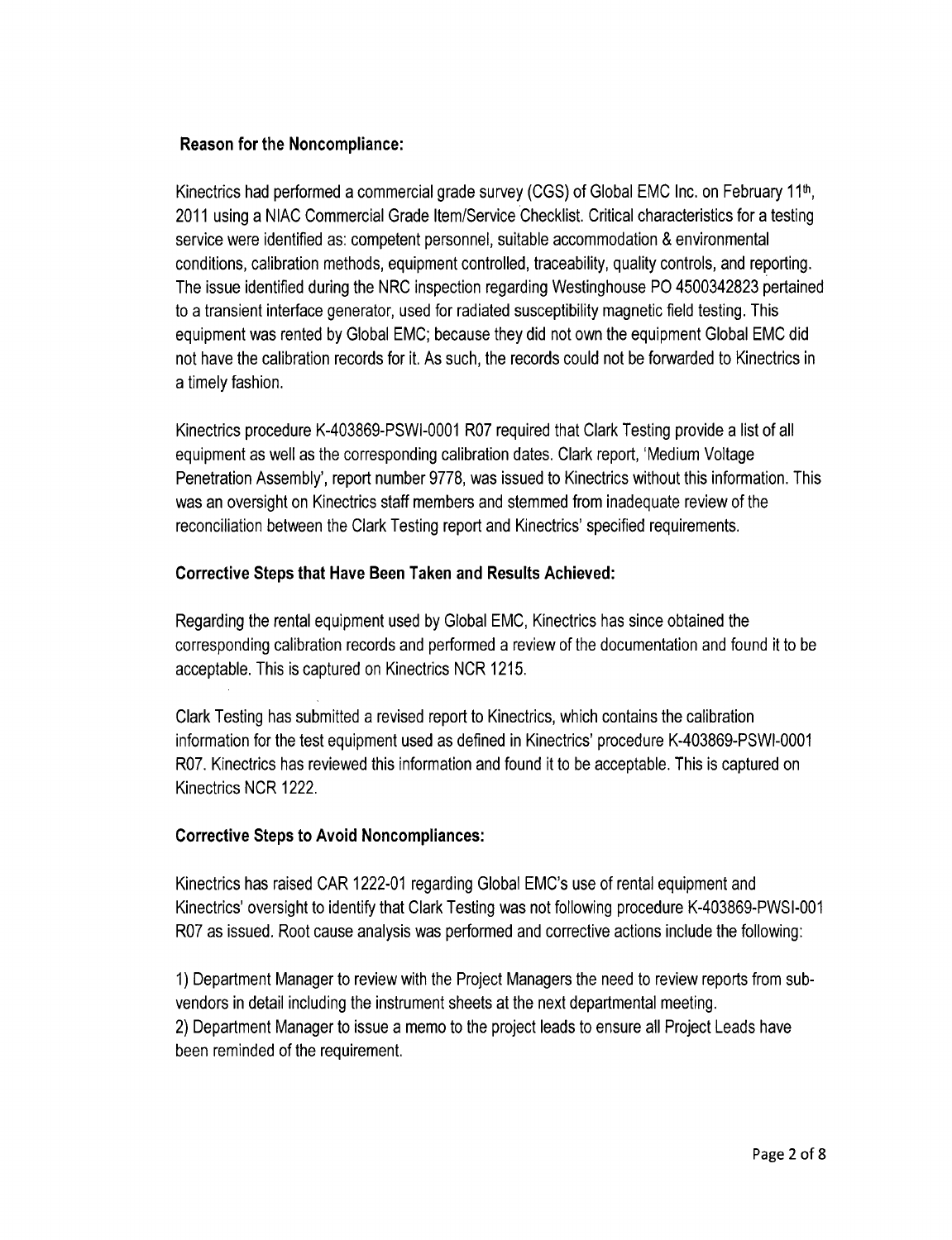**Reason for the Noncompliance:**

Kinectrics had performed a commercial grade survey (CGS) of Global EMC Inc. on February 11th, 2011 using a NIAC Commercial Grade Item/Service Checklist. Critical characteristics for a testing service were identified as: competent personnel, suitable accommodation & environmental conditions, calibration methods, equipment controlled, traceability, quality controls, and reporting. The issue identified during the NRC inspection regarding Westinghouse PO 4500342823 pertained to a transient interface generator, used for radiated susceptibility magnetic field testing. This equipment was rented by Global EMC; because they did not own the equipment Global EMC did not have the calibration records for it. As such, the records could not be forwarded to Kinectrics in a timely fashion.

Kinectrics procedure K-403869-PSWI-0001 R07 required that Clark Testing provide a list of all equipment as well as the corresponding calibration dates. Clark report, 'Medium Voltage Penetration Assembly', report number 9778, was issued to Kinectrics without this information. This was an oversight on Kinectrics staff members and stemmed from inadequate review of the reconciliation between the Clark Testing report and Kinectrics' specified requirements.

**Corrective Steps that Have Been Taken and Results Achieved:**

Regarding the rental equipment used by Global EMC, Kinectrics has since obtained the corresponding calibration records and performed a review of the documentation and found it to be acceptable. This is captured on Kinectrics NCR 1215.

Clark Testing has submitted a revised report to Kinectrics, which contains the calibration information for the test equipment used as defined in Kinectrics' procedure K-403869-PSWI-0001 R07. Kinectrics has reviewed this information and found it to be acceptable. This is captured on Kinectrics NCR 1222.

**Corrective Steps to Avoid Noncompliances:**

Kinectrics has raised CAR 1222-01 regarding Global EMC's use of rental equipment and Kinectrics' oversight to identify that Clark Testing was not following procedure K-403869-PWSI-001 R07 as issued. Root cause analysis was performed and corrective actions include the following:

1) Department Manager to review with the Project Managers the need to review reports from sub-vendors in detail including the instrument sheets at the next departmental meeting.
2) Department Manager to issue a memo to the project leads to ensure all Project Leads have been reminded of the requirement.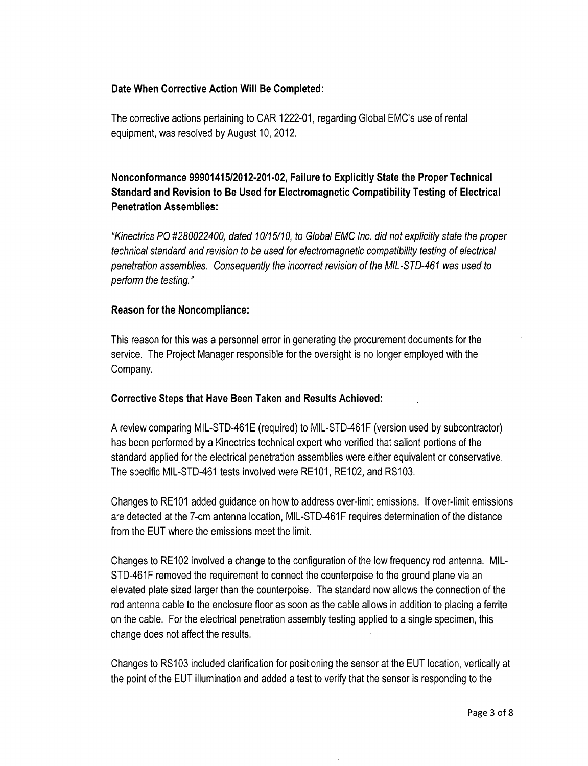**Date When Corrective Action Will Be Completed:**

The corrective actions pertaining to CAR 1222-01, regarding Global EMC's use of rental equipment, was resolved by August 10, 2012.

**Nonconformance 99901415/2012-201-02, Failure to Explicitly State the Proper Technical Standard and Revision to Be Used for Electromagnetic Compatibility Testing of Electrical Penetration Assemblies:**

*"Kinectrics PO #280022400, dated 10/15/10, to Global EMC Inc. did not explicitly state the proper technical standard and revision to be used for electromagnetic compatibility testing of electrical penetration assemblies. Consequently the incorrect revision of the MIL-STD-461 was used to perform the testing."*

**Reason for the Noncompliance:**

This reason for this was a personnel error in generating the procurement documents for the service. The Project Manager responsible for the oversight is no longer employed with the Company.

**Corrective Steps that Have Been Taken and Results Achieved:**

A review comparing MIL-STD-461E (required) to MIL-STD-461F (version used by subcontractor) has been performed by a Kinectrics technical expert who verified that salient portions of the standard applied for the electrical penetration assemblies were either equivalent or conservative. The specific MIL-STD-461 tests involved were RE101, RE102, and RS103.

Changes to RE101 added guidance on how to address over-limit emissions. If over-limit emissions are detected at the 7-cm antenna location, MIL-STD-461F requires determination of the distance from the EUT where the emissions meet the limit.

Changes to RE102 involved a change to the configuration of the low frequency rod antenna. MIL-STD-461F removed the requirement to connect the counterpoise to the ground plane via an elevated plate sized larger than the counterpoise. The standard now allows the connection of the rod antenna cable to the enclosure floor as soon as the cable allows in addition to placing a ferrite on the cable. For the electrical penetration assembly testing applied to a single specimen, this change does not affect the results.

Changes to RS103 included clarification for positioning the sensor at the EUT location, vertically at the point of the EUT illumination and added a test to verify that the sensor is responding to the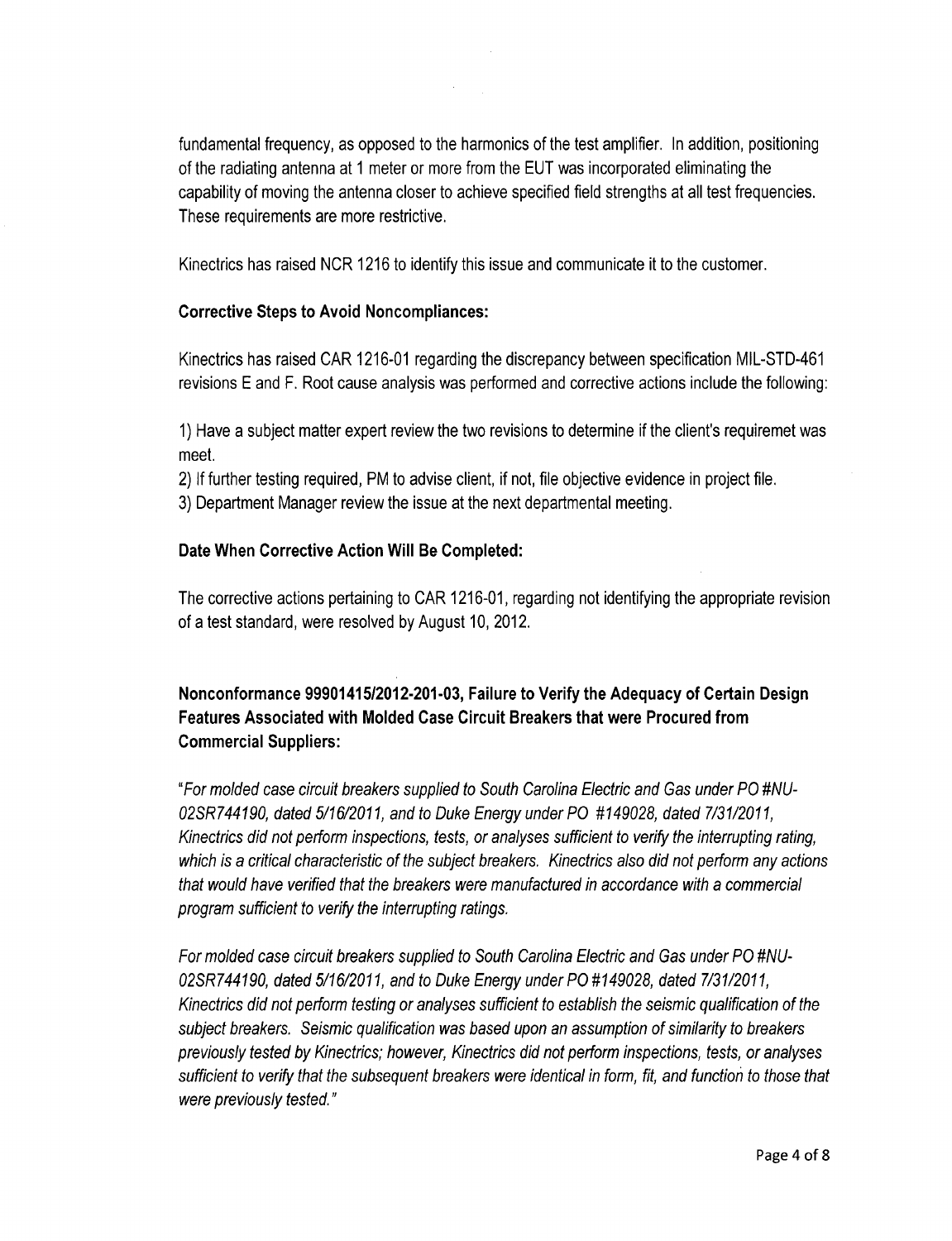fundamental frequency, as opposed to the harmonics of the test amplifier. In addition, positioning of the radiating antenna at 1 meter or more from the EUT was incorporated eliminating the capability of moving the antenna closer to achieve specified field strengths at all test frequencies. These requirements are more restrictive.

Kinectrics has raised NCR 1216 to identify this issue and communicate it to the customer.

**Corrective Steps to Avoid Noncompliances:**

Kinectrics has raised CAR 1216-01 regarding the discrepancy between specification MIL-STD-461 revisions E and F. Root cause analysis was performed and corrective actions include the following:

1) Have a subject matter expert review the two revisions to determine if the client's requiremet was meet.
2) If further testing required, PM to advise client, if not, file objective evidence in project file.
3) Department Manager review the issue at the next departmental meeting.

**Date When Corrective Action Will Be Completed:**

The corrective actions pertaining to CAR 1216-01, regarding not identifying the appropriate revision of a test standard, were resolved by August 10, 2012.

**Nonconformance 99901415/2012-201-03, Failure to Verify the Adequacy of Certain Design Features Associated with Molded Case Circuit Breakers that were Procured from Commercial Suppliers:**

*"For molded case circuit breakers supplied to South Carolina Electric and Gas under PO #NU-02SR744190, dated 5/16/2011, and to Duke Energy under PO #149028, dated 7/31/2011, Kinectrics did not perform inspections, tests, or analyses sufficient to verify the interrupting rating, which is a critical characteristic of the subject breakers. Kinectrics also did not perform any actions that would have verified that the breakers were manufactured in accordance with a commercial program sufficient to verify the interrupting ratings.*

*For molded case circuit breakers supplied to South Carolina Electric and Gas under PO #NU-02SR744190, dated 5/16/2011, and to Duke Energy under PO #149028, dated 7/31/2011, Kinectrics did not perform testing or analyses sufficient to establish the seismic qualification of the subject breakers. Seismic qualification was based upon an assumption of similarity to breakers previously tested by Kinectrics; however, Kinectrics did not perform inspections, tests, or analyses sufficient to verify that the subsequent breakers were identical in form, fit, and function to those that were previously tested."*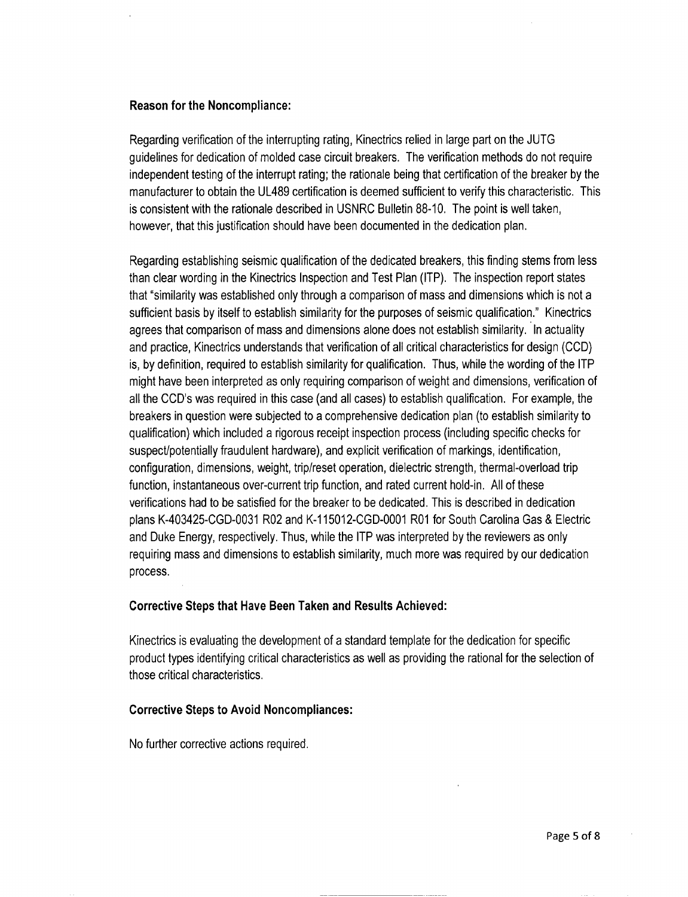**Reason for the Noncompliance:**

Regarding verification of the interrupting rating, Kinectrics relied in large part on the JUTG guidelines for dedication of molded case circuit breakers. The verification methods do not require independent testing of the interrupt rating; the rationale being that certification of the breaker by the manufacturer to obtain the UL489 certification is deemed sufficient to verify this characteristic. This is consistent with the rationale described in USNRC Bulletin 88-10. The point is well taken, however, that this justification should have been documented in the dedication plan.

Regarding establishing seismic qualification of the dedicated breakers, this finding stems from less than clear wording in the Kinectrics Inspection and Test Plan (ITP). The inspection report states that "similarity was established only through a comparison of mass and dimensions which is not a sufficient basis by itself to establish similarity for the purposes of seismic qualification." Kinectrics agrees that comparison of mass and dimensions alone does not establish similarity. In actuality and practice, Kinectrics understands that verification of all critical characteristics for design (CCD) is, by definition, required to establish similarity for qualification. Thus, while the wording of the ITP might have been interpreted as only requiring comparison of weight and dimensions, verification of all the CCD's was required in this case (and all cases) to establish qualification. For example, the breakers in question were subjected to a comprehensive dedication plan (to establish similarity to qualification) which included a rigorous receipt inspection process (including specific checks for suspect/potentially fraudulent hardware), and explicit verification of markings, identification, configuration, dimensions, weight, trip/reset operation, dielectric strength, thermal-overload trip function, instantaneous over-current trip function, and rated current hold-in. All of these verifications had to be satisfied for the breaker to be dedicated. This is described in dedication plans K-403425-CGD-0031 R02 and K-115012-CGD-0001 R01 for South Carolina Gas & Electric and Duke Energy, respectively. Thus, while the ITP was interpreted by the reviewers as only requiring mass and dimensions to establish similarity, much more was required by our dedication process.

**Corrective Steps that Have Been Taken and Results Achieved:**

Kinectrics is evaluating the development of a standard template for the dedication for specific product types identifying critical characteristics as well as providing the rational for the selection of those critical characteristics.

**Corrective Steps to Avoid Noncompliances:**

No further corrective actions required.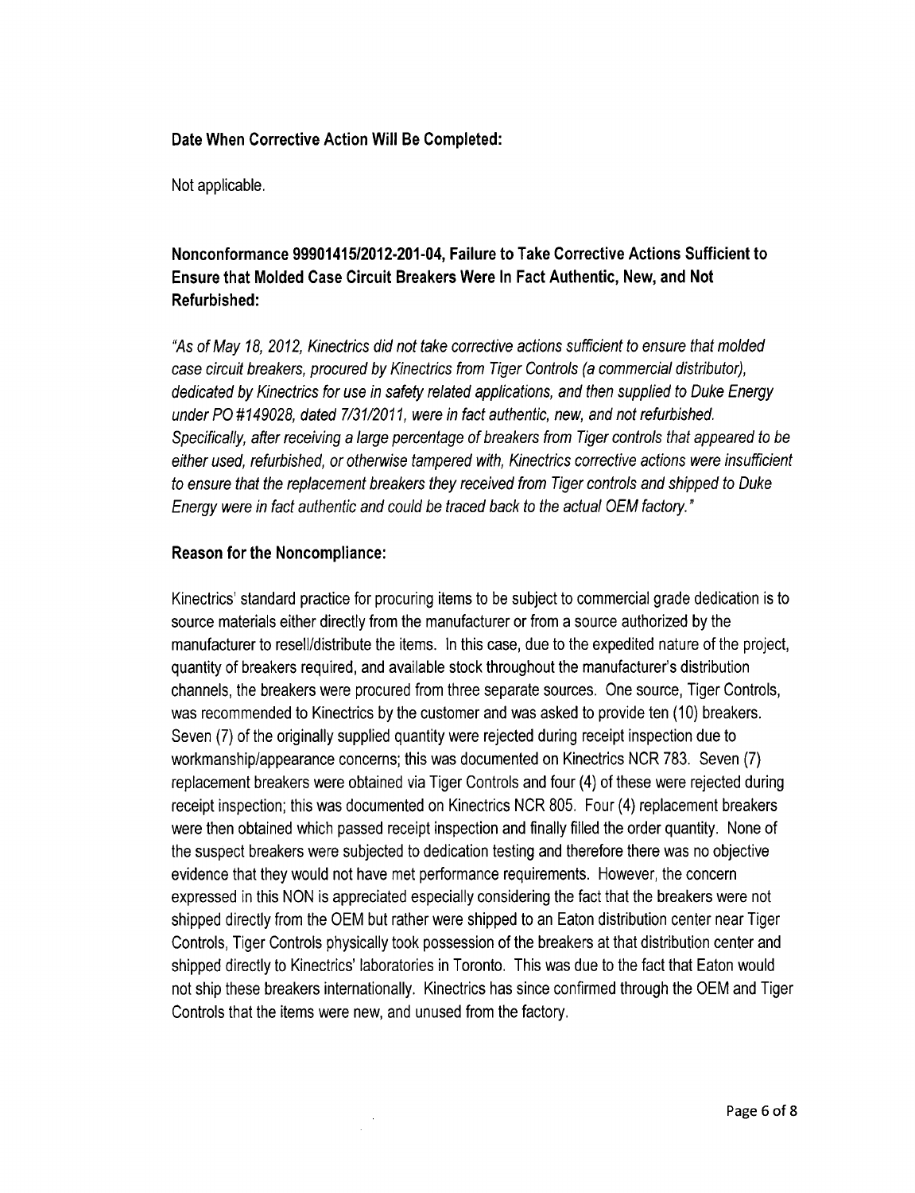**Date When Corrective Action Will Be Completed:**

Not applicable.

**Nonconformance 99901415/2012-201-04, Failure to Take Corrective Actions Sufficient to Ensure that Molded Case Circuit Breakers Were In Fact Authentic, New, and Not Refurbished:**

*"As of May 18, 2012, Kinectrics did not take corrective actions sufficient to ensure that molded case circuit breakers, procured by Kinectrics from Tiger Controls (a commercial distributor), dedicated by Kinectrics for use in safety related applications, and then supplied to Duke Energy under PO #149028, dated 7/31/2011, were in fact authentic, new, and not refurbished. Specifically, after receiving a large percentage of breakers from Tiger controls that appeared to be either used, refurbished, or otherwise tampered with, Kinectrics corrective actions were insufficient to ensure that the replacement breakers they received from Tiger controls and shipped to Duke Energy were in fact authentic and could be traced back to the actual OEM factory."*

**Reason for the Noncompliance:**

Kinectrics' standard practice for procuring items to be subject to commercial grade dedication is to source materials either directly from the manufacturer or from a source authorized by the manufacturer to resell/distribute the items. In this case, due to the expedited nature of the project, quantity of breakers required, and available stock throughout the manufacturer's distribution channels, the breakers were procured from three separate sources. One source, Tiger Controls, was recommended to Kinectrics by the customer and was asked to provide ten (10) breakers. Seven (7) of the originally supplied quantity were rejected during receipt inspection due to workmanship/appearance concerns; this was documented on Kinectrics NCR 783. Seven (7) replacement breakers were obtained via Tiger Controls and four (4) of these were rejected during receipt inspection; this was documented on Kinectrics NCR 805. Four (4) replacement breakers were then obtained which passed receipt inspection and finally filled the order quantity. None of the suspect breakers were subjected to dedication testing and therefore there was no objective evidence that they would not have met performance requirements. However, the concern expressed in this NON is appreciated especially considering the fact that the breakers were not shipped directly from the OEM but rather were shipped to an Eaton distribution center near Tiger Controls, Tiger Controls physically took possession of the breakers at that distribution center and shipped directly to Kinectrics' laboratories in Toronto. This was due to the fact that Eaton would not ship these breakers internationally. Kinectrics has since confirmed through the OEM and Tiger Controls that the items were new, and unused from the factory.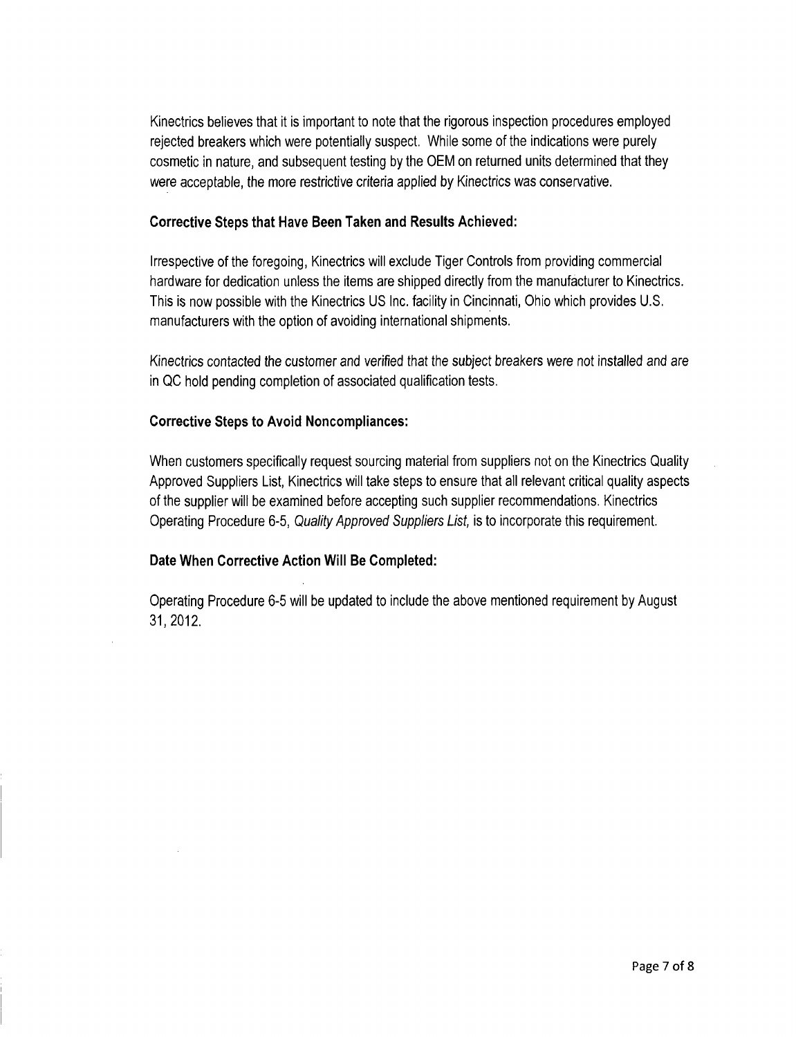Kinectrics believes that it is important to note that the rigorous inspection procedures employed rejected breakers which were potentially suspect. While some of the indications were purely cosmetic in nature, and subsequent testing by the OEM on returned units determined that they were acceptable, the more restrictive criteria applied by Kinectrics was conservative.

**Corrective Steps that Have Been Taken and Results Achieved:**

Irrespective of the foregoing, Kinectrics will exclude Tiger Controls from providing commercial hardware for dedication unless the items are shipped directly from the manufacturer to Kinectrics. This is now possible with the Kinectrics US Inc. facility in Cincinnati, Ohio which provides U.S. manufacturers with the option of avoiding international shipments.

Kinectrics contacted the customer and verified that the subject breakers were not installed and are in QC hold pending completion of associated qualification tests.

**Corrective Steps to Avoid Noncompliances:**

When customers specifically request sourcing material from suppliers not on the Kinectrics Quality Approved Suppliers List, Kinectrics will take steps to ensure that all relevant critical quality aspects of the supplier will be examined before accepting such supplier recommendations. Kinectrics Operating Procedure 6-5, *Quality Approved Suppliers List,* is to incorporate this requirement.

**Date When Corrective Action Will Be Completed:**

Operating Procedure 6-5 will be updated to include the above mentioned requirement by August 31, 2012.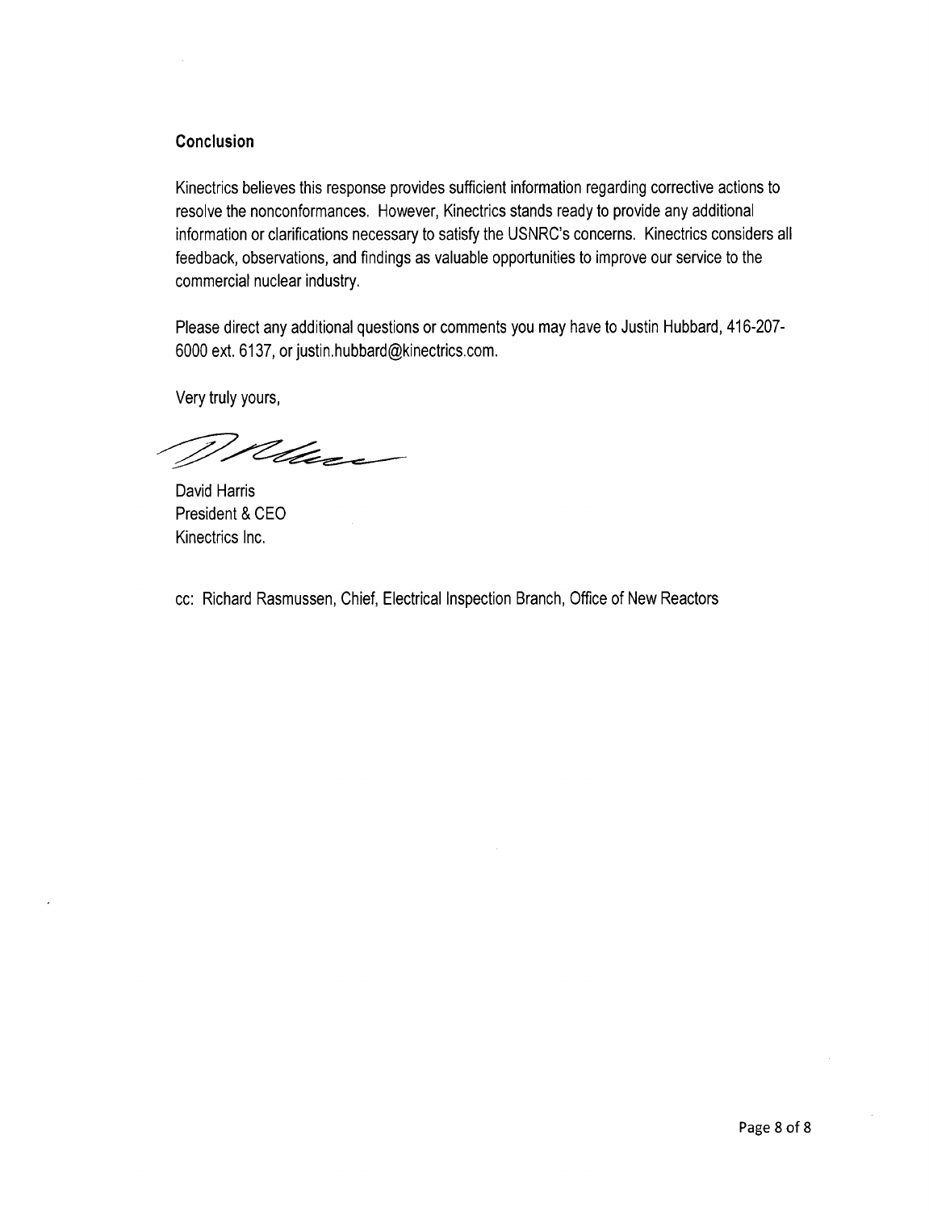## Conclusion

Kinectrics believes this response provides sufficient information regarding corrective actions to resolve the nonconformances. However, Kinectrics stands ready to provide any additional information or clarifications necessary to satisfy the USNRC's concerns. Kinectrics considers all feedback, observations, and findings as valuable opportunities to improve our service to the commercial nuclear industry.

Please direct any additional questions or comments you may have to Justin Hubbard, 416-207-6000 ext. 6137, or justin.hubbard@kinectrics.com.

Very truly yours,

David Harris
President & CEO
Kinectrics Inc.

cc: Richard Rasmussen, Chief, Electrical Inspection Branch, Office of New Reactors